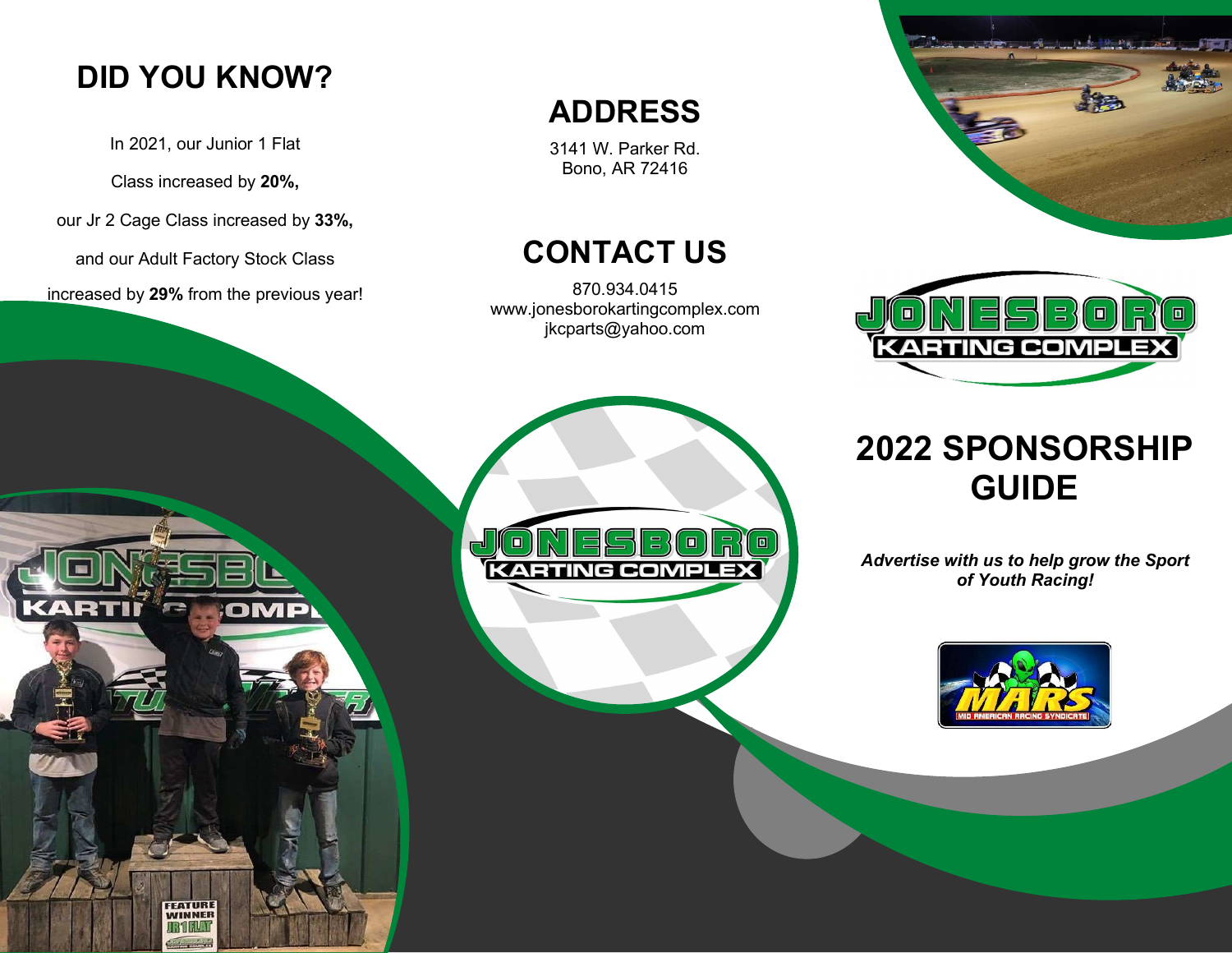## DID YOU KNOW?

In 2021, our Junior 1 Flat Class increased by **20%,** our Jr 2 Cage Class increased by **33%,** and our Adult Factory Stock Class increased by **29%** from the previous year!

## ADDRESS

3141 W. Parker Rd.
Bono, AR 72416

## CONTACT US

870.934.0415
www.jonesborokartingcomplex.com
jkcparts@yahoo.com

JONESBORO KARTING COMPLEX

# 2022 SPONSORSHIP GUIDE

***Advertise with us to help grow the Sport of Youth Racing!***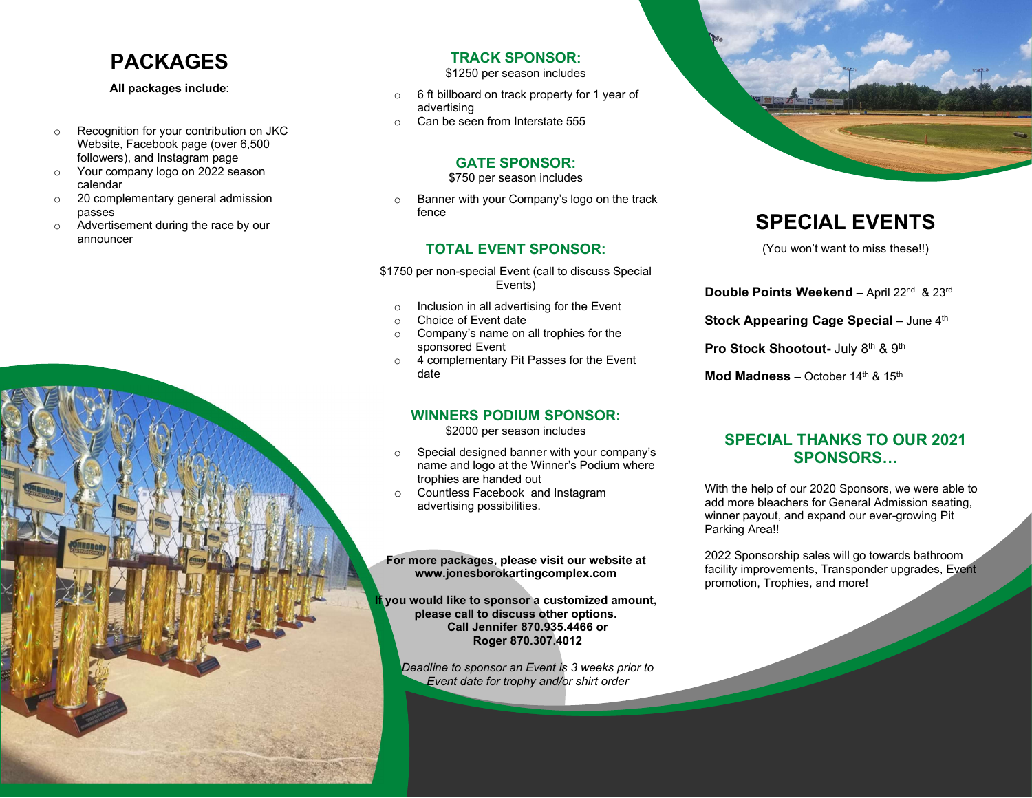# PACKAGES

**All packages include**:

- Recognition for your contribution on JKC Website, Facebook page (over 6,500 followers), and Instagram page
- Your company logo on 2022 season calendar
- 20 complementary general admission passes
- Advertisement during the race by our announcer

## TRACK SPONSOR:

$1250 per season includes

- 6 ft billboard on track property for 1 year of advertising
- Can be seen from Interstate 555

## GATE SPONSOR:

$750 per season includes

- Banner with your Company's logo on the track fence

## TOTAL EVENT SPONSOR:

$1750 per non-special Event (call to discuss Special Events)

- Inclusion in all advertising for the Event
- Choice of Event date
- Company's name on all trophies for the sponsored Event
- 4 complementary Pit Passes for the Event date

## WINNERS PODIUM SPONSOR:

$2000 per season includes

- Special designed banner with your company's name and logo at the Winner's Podium where trophies are handed out
- Countless Facebook and Instagram advertising possibilities.

**For more packages, please visit our website at www.jonesborokartingcomplex.com**

**If you would like to sponsor a customized amount, please call to discuss other options. Call Jennifer 870.935.4466 or Roger 870.307.4012**

*Deadline to sponsor an Event is 3 weeks prior to Event date for trophy and/or shirt order*

# SPECIAL EVENTS

(You won't want to miss these!!)

**Double Points Weekend** – April 22nd & 23rd

**Stock Appearing Cage Special** – June 4th

**Pro Stock Shootout-** July 8th & 9th

**Mod Madness** – October 14th & 15th

## SPECIAL THANKS TO OUR 2021 SPONSORS…

With the help of our 2020 Sponsors, we were able to add more bleachers for General Admission seating, winner payout, and expand our ever-growing Pit Parking Area!!

2022 Sponsorship sales will go towards bathroom facility improvements, Transponder upgrades, Event promotion, Trophies, and more!